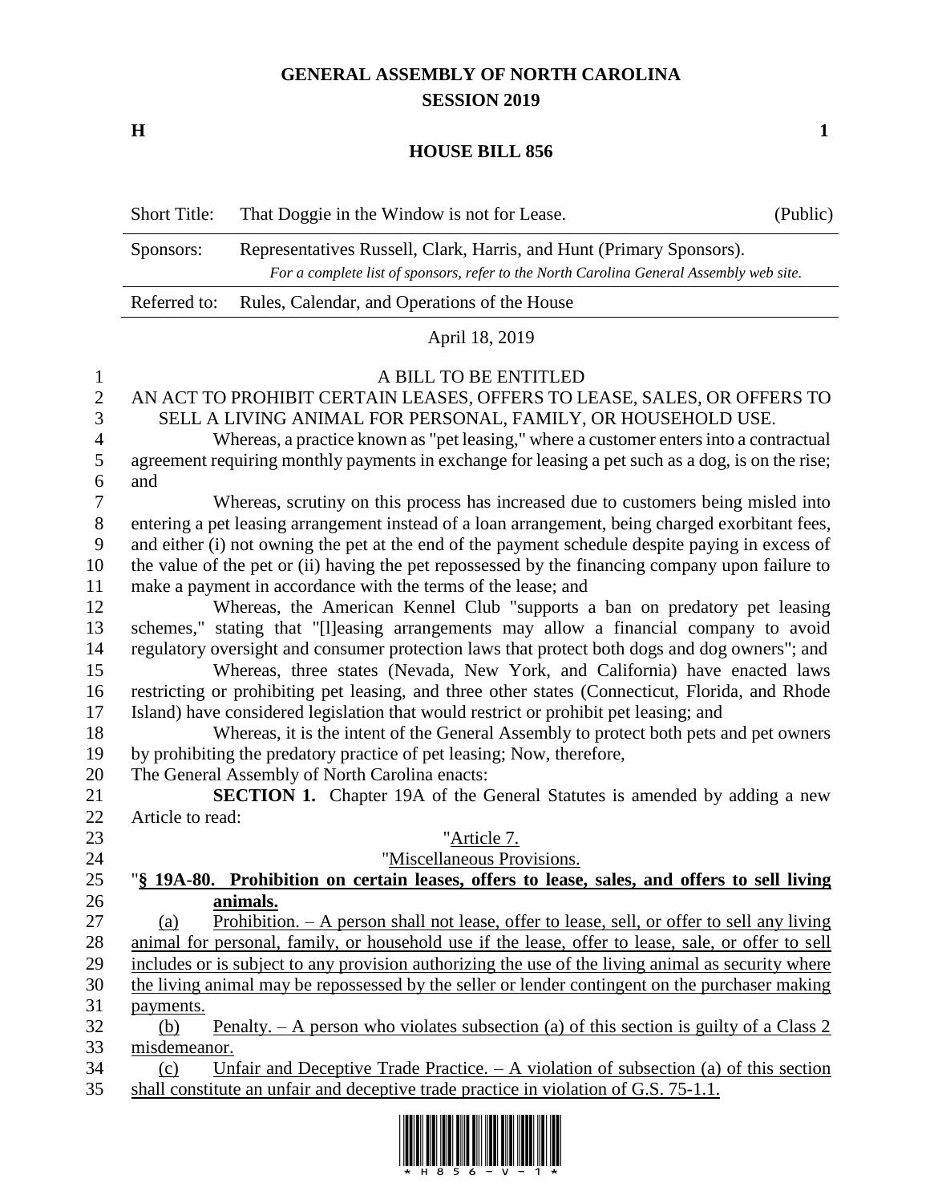# GENERAL ASSEMBLY OF NORTH CAROLINA
## SESSION 2019

**H** **1**

## HOUSE BILL 856

| Short Title: | That Doggie in the Window is not for Lease. | (Public) |
|---|---|---|
| Sponsors: | Representatives Russell, Clark, Harris, and Hunt (Primary Sponsors). *For a complete list of sponsors, refer to the North Carolina General Assembly web site.* | |
| Referred to: | Rules, Calendar, and Operations of the House | |

April 18, 2019

A BILL TO BE ENTITLED

AN ACT TO PROHIBIT CERTAIN LEASES, OFFERS TO LEASE, SALES, OR OFFERS TO SELL A LIVING ANIMAL FOR PERSONAL, FAMILY, OR HOUSEHOLD USE.

Whereas, a practice known as "pet leasing," where a customer enters into a contractual agreement requiring monthly payments in exchange for leasing a pet such as a dog, is on the rise; and

Whereas, scrutiny on this process has increased due to customers being misled into entering a pet leasing arrangement instead of a loan arrangement, being charged exorbitant fees, and either (i) not owning the pet at the end of the payment schedule despite paying in excess of the value of the pet or (ii) having the pet repossessed by the financing company upon failure to make a payment in accordance with the terms of the lease; and

Whereas, the American Kennel Club "supports a ban on predatory pet leasing schemes," stating that "[l]easing arrangements may allow a financial company to avoid regulatory oversight and consumer protection laws that protect both dogs and dog owners"; and

Whereas, three states (Nevada, New York, and California) have enacted laws restricting or prohibiting pet leasing, and three other states (Connecticut, Florida, and Rhode Island) have considered legislation that would restrict or prohibit pet leasing; and

Whereas, it is the intent of the General Assembly to protect both pets and pet owners by prohibiting the predatory practice of pet leasing; Now, therefore,

The General Assembly of North Carolina enacts:

**SECTION 1.** Chapter 19A of the General Statutes is amended by adding a new Article to read:

"Article 7.

"Miscellaneous Provisions.

"**§ 19A-80. Prohibition on certain leases, offers to lease, sales, and offers to sell living animals.**

(a) Prohibition. – A person shall not lease, offer to lease, sell, or offer to sell any living animal for personal, family, or household use if the lease, offer to lease, sale, or offer to sell includes or is subject to any provision authorizing the use of the living animal as security where the living animal may be repossessed by the seller or lender contingent on the purchaser making payments.

(b) Penalty. – A person who violates subsection (a) of this section is guilty of a Class 2 misdemeanor.

(c) Unfair and Deceptive Trade Practice. – A violation of subsection (a) of this section shall constitute an unfair and deceptive trade practice in violation of G.S. 75-1.1.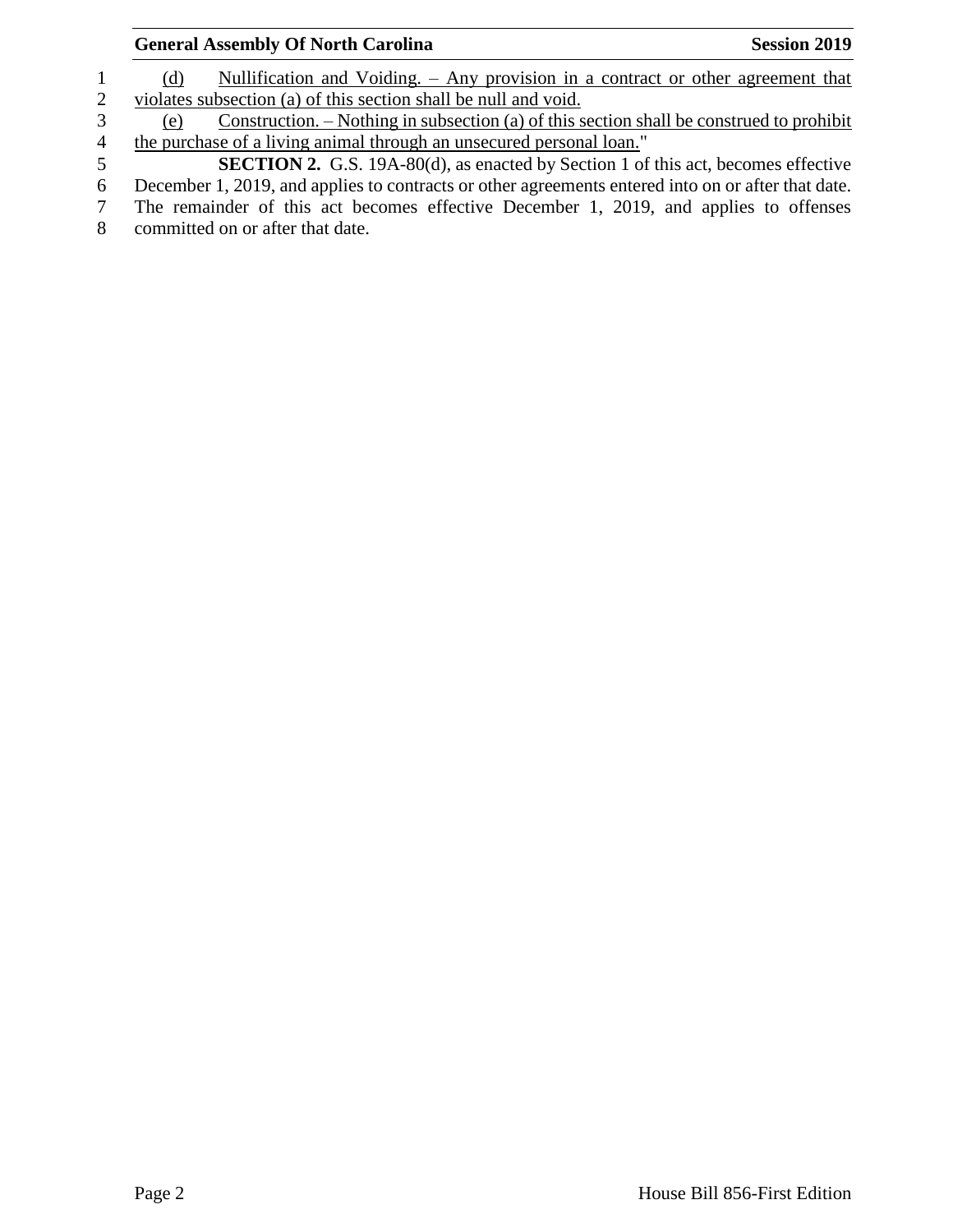(d) Nullification and Voiding. – Any provision in a contract or other agreement that violates subsection (a) of this section shall be null and void.

(e) Construction. – Nothing in subsection (a) of this section shall be construed to prohibit the purchase of a living animal through an unsecured personal loan."

**SECTION 2.** G.S. 19A-80(d), as enacted by Section 1 of this act, becomes effective December 1, 2019, and applies to contracts or other agreements entered into on or after that date. The remainder of this act becomes effective December 1, 2019, and applies to offenses committed on or after that date.